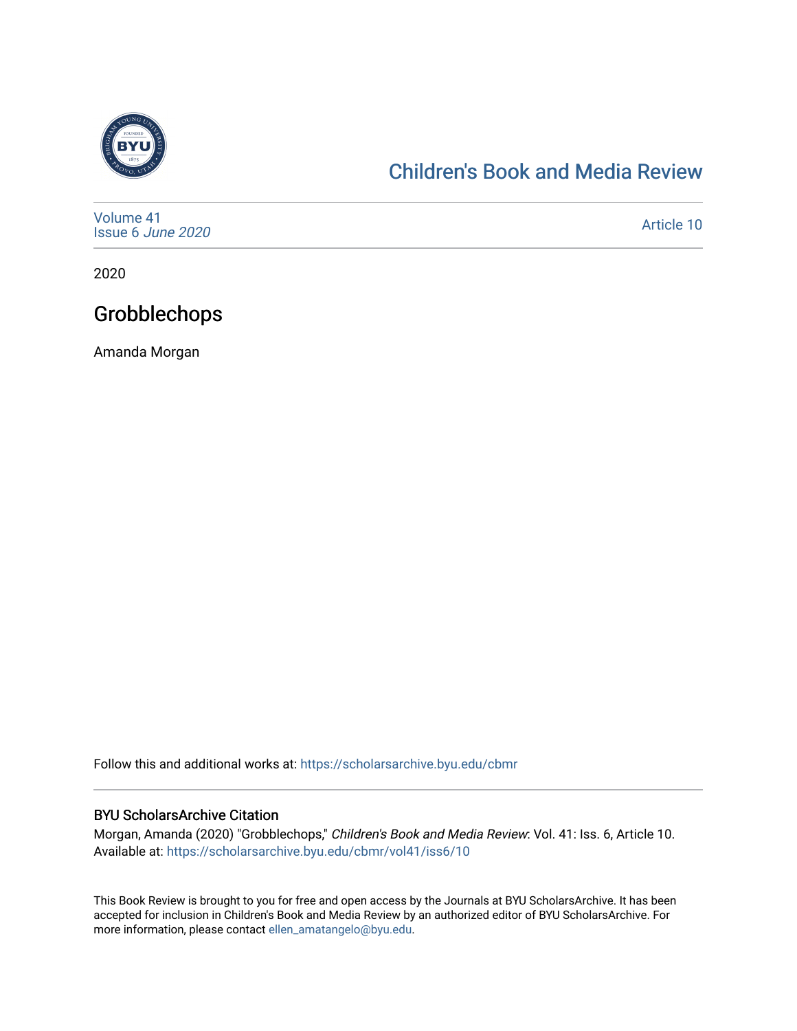Children's Book and Media Review

Volume 41
Issue 6 *June 2020*

Article 10

2020

# Grobblechops

Amanda Morgan

Follow this and additional works at: https://scholarsarchive.byu.edu/cbmr

## BYU ScholarsArchive Citation

Morgan, Amanda (2020) "Grobblechops," *Children's Book and Media Review*: Vol. 41: Iss. 6, Article 10.
Available at: https://scholarsarchive.byu.edu/cbmr/vol41/iss6/10

This Book Review is brought to you for free and open access by the Journals at BYU ScholarsArchive. It has been accepted for inclusion in Children's Book and Media Review by an authorized editor of BYU ScholarsArchive. For more information, please contact ellen_amatangelo@byu.edu.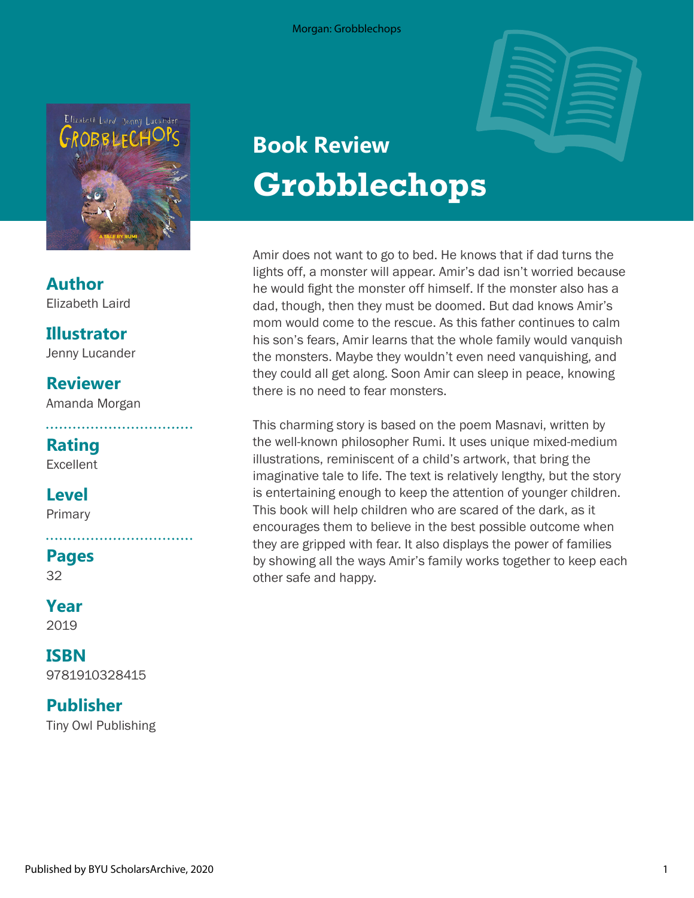# Book Review

## Grobblechops

**Author**
Elizabeth Laird

**Illustrator**
Jenny Lucander

**Reviewer**
Amanda Morgan

**Rating**
Excellent

**Level**
Primary

**Pages**
32

**Year**
2019

**ISBN**
9781910328415

**Publisher**
Tiny Owl Publishing

Amir does not want to go to bed. He knows that if dad turns the lights off, a monster will appear. Amir's dad isn't worried because he would fight the monster off himself. If the monster also has a dad, though, then they must be doomed. But dad knows Amir's mom would come to the rescue. As this father continues to calm his son's fears, Amir learns that the whole family would vanquish the monsters. Maybe they wouldn't even need vanquishing, and they could all get along. Soon Amir can sleep in peace, knowing there is no need to fear monsters.

This charming story is based on the poem Masnavi, written by the well-known philosopher Rumi. It uses unique mixed-medium illustrations, reminiscent of a child's artwork, that bring the imaginative tale to life. The text is relatively lengthy, but the story is entertaining enough to keep the attention of younger children. This book will help children who are scared of the dark, as it encourages them to believe in the best possible outcome when they are gripped with fear. It also displays the power of families by showing all the ways Amir's family works together to keep each other safe and happy.